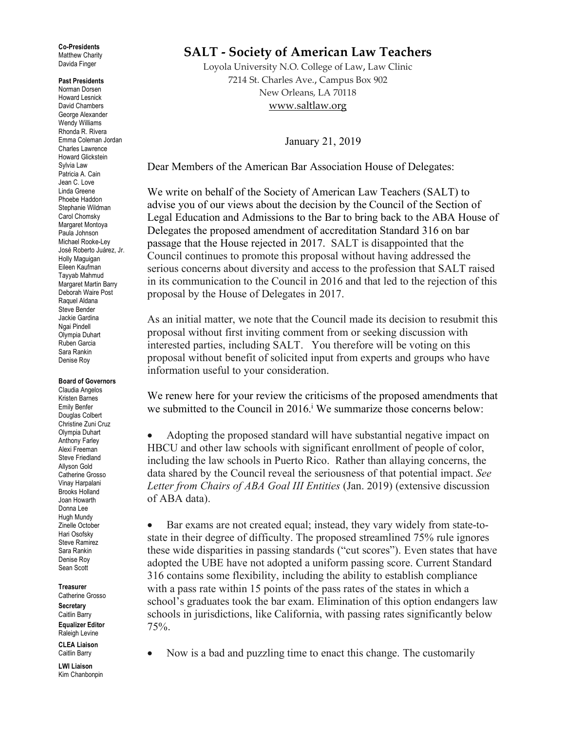**Co-Presidents**
Matthew Charity
Davida Finger

**Past Presidents**
Norman Dorsen
Howard Lesnick
David Chambers
George Alexander
Wendy Williams
Rhonda R. Rivera
Emma Coleman Jordan
Charles Lawrence
Howard Glickstein
Sylvia Law
Patricia A. Cain
Jean C. Love
Linda Greene
Phoebe Haddon
Stephanie Wildman
Carol Chomsky
Margaret Montoya
Paula Johnson
Michael Rooke-Ley
José Roberto Juárez, Jr.
Holly Maguigan
Eileen Kaufman
Tayyab Mahmud
Margaret Martin Barry
Deborah Waire Post
Raquel Aldana
Steve Bender
Jackie Gardina
Ngai Pindell
Olympia Duhart
Ruben Garcia
Sara Rankin
Denise Roy

**Board of Governors**
Claudia Angelos
Kristen Barnes
Emily Benfer
Douglas Colbert
Christine Zuni Cruz
Olympia Duhart
Anthony Farley
Alexi Freeman
Steve Friedland
Allyson Gold
Catherine Grosso
Vinay Harpalani
Brooks Holland
Joan Howarth
Donna Lee
Hugh Mundy
Zinelle October
Hari Osofsky
Steve Ramirez
Sara Rankin
Denise Roy
Sean Scott

**Treasurer**
Catherine Grosso

**Secretary**
Caitlin Barry

**Equalizer Editor**
Raleigh Levine

**CLEA Liaison**
Caitlin Barry

**LWI Liaison**
Kim Chanbonpin

# SALT - Society of American Law Teachers

Loyola University N.O. College of Law, Law Clinic
7214 St. Charles Ave., Campus Box 902
New Orleans, LA 70118
www.saltlaw.org

January 21, 2019

Dear Members of the American Bar Association House of Delegates:

We write on behalf of the Society of American Law Teachers (SALT) to advise you of our views about the decision by the Council of the Section of Legal Education and Admissions to the Bar to bring back to the ABA House of Delegates the proposed amendment of accreditation Standard 316 on bar passage that the House rejected in 2017. SALT is disappointed that the Council continues to promote this proposal without having addressed the serious concerns about diversity and access to the profession that SALT raised in its communication to the Council in 2016 and that led to the rejection of this proposal by the House of Delegates in 2017.

As an initial matter, we note that the Council made its decision to resubmit this proposal without first inviting comment from or seeking discussion with interested parties, including SALT. You therefore will be voting on this proposal without benefit of solicited input from experts and groups who have information useful to your consideration.

We renew here for your review the criticisms of the proposed amendments that we submitted to the Council in 2016.[i] We summarize those concerns below:

- Adopting the proposed standard will have substantial negative impact on HBCU and other law schools with significant enrollment of people of color, including the law schools in Puerto Rico. Rather than allaying concerns, the data shared by the Council reveal the seriousness of that potential impact. *See Letter from Chairs of ABA Goal III Entities* (Jan. 2019) (extensive discussion of ABA data).

- Bar exams are not created equal; instead, they vary widely from state-to-state in their degree of difficulty. The proposed streamlined 75% rule ignores these wide disparities in passing standards ("cut scores"). Even states that have adopted the UBE have not adopted a uniform passing score. Current Standard 316 contains some flexibility, including the ability to establish compliance with a pass rate within 15 points of the pass rates of the states in which a school's graduates took the bar exam. Elimination of this option endangers law schools in jurisdictions, like California, with passing rates significantly below 75%.

- Now is a bad and puzzling time to enact this change. The customarily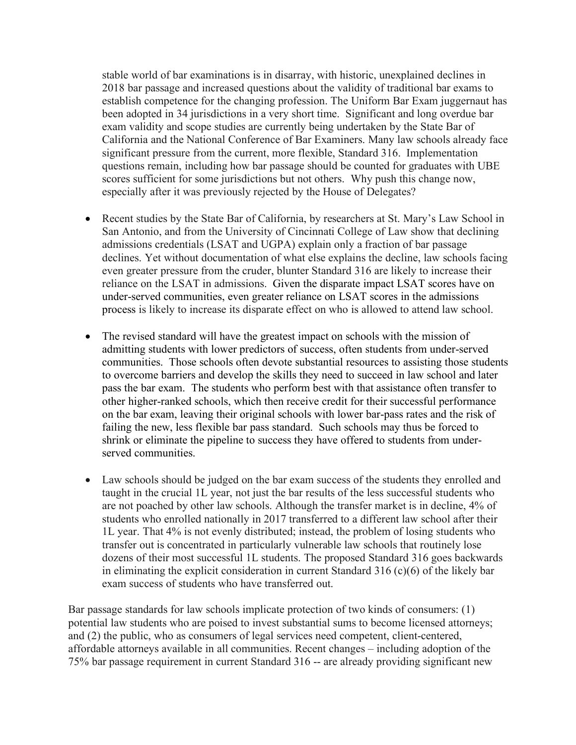stable world of bar examinations is in disarray, with historic, unexplained declines in 2018 bar passage and increased questions about the validity of traditional bar exams to establish competence for the changing profession. The Uniform Bar Exam juggernaut has been adopted in 34 jurisdictions in a very short time. Significant and long overdue bar exam validity and scope studies are currently being undertaken by the State Bar of California and the National Conference of Bar Examiners. Many law schools already face significant pressure from the current, more flexible, Standard 316. Implementation questions remain, including how bar passage should be counted for graduates with UBE scores sufficient for some jurisdictions but not others. Why push this change now, especially after it was previously rejected by the House of Delegates?

- Recent studies by the State Bar of California, by researchers at St. Mary's Law School in San Antonio, and from the University of Cincinnati College of Law show that declining admissions credentials (LSAT and UGPA) explain only a fraction of bar passage declines. Yet without documentation of what else explains the decline, law schools facing even greater pressure from the cruder, blunter Standard 316 are likely to increase their reliance on the LSAT in admissions. Given the disparate impact LSAT scores have on under-served communities, even greater reliance on LSAT scores in the admissions process is likely to increase its disparate effect on who is allowed to attend law school.

- The revised standard will have the greatest impact on schools with the mission of admitting students with lower predictors of success, often students from under-served communities. Those schools often devote substantial resources to assisting those students to overcome barriers and develop the skills they need to succeed in law school and later pass the bar exam. The students who perform best with that assistance often transfer to other higher-ranked schools, which then receive credit for their successful performance on the bar exam, leaving their original schools with lower bar-pass rates and the risk of failing the new, less flexible bar pass standard. Such schools may thus be forced to shrink or eliminate the pipeline to success they have offered to students from under-served communities.

- Law schools should be judged on the bar exam success of the students they enrolled and taught in the crucial 1L year, not just the bar results of the less successful students who are not poached by other law schools. Although the transfer market is in decline, 4% of students who enrolled nationally in 2017 transferred to a different law school after their 1L year. That 4% is not evenly distributed; instead, the problem of losing students who transfer out is concentrated in particularly vulnerable law schools that routinely lose dozens of their most successful 1L students. The proposed Standard 316 goes backwards in eliminating the explicit consideration in current Standard 316 (c)(6) of the likely bar exam success of students who have transferred out.

Bar passage standards for law schools implicate protection of two kinds of consumers: (1) potential law students who are poised to invest substantial sums to become licensed attorneys; and (2) the public, who as consumers of legal services need competent, client-centered, affordable attorneys available in all communities. Recent changes – including adoption of the 75% bar passage requirement in current Standard 316 -- are already providing significant new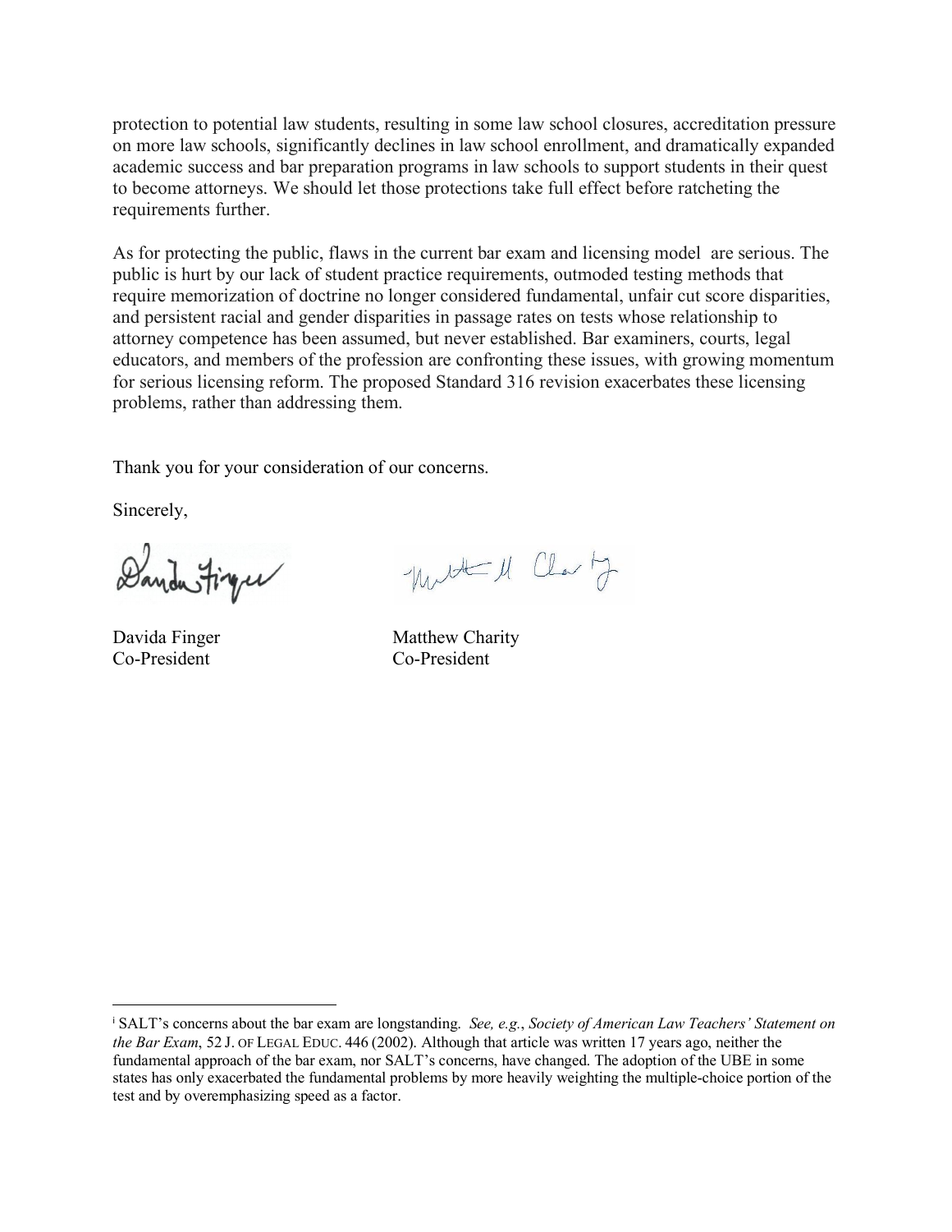protection to potential law students, resulting in some law school closures, accreditation pressure on more law schools, significantly declines in law school enrollment, and dramatically expanded academic success and bar preparation programs in law schools to support students in their quest to become attorneys. We should let those protections take full effect before ratcheting the requirements further.

As for protecting the public, flaws in the current bar exam and licensing model are serious. The public is hurt by our lack of student practice requirements, outmoded testing methods that require memorization of doctrine no longer considered fundamental, unfair cut score disparities, and persistent racial and gender disparities in passage rates on tests whose relationship to attorney competence has been assumed, but never established. Bar examiners, courts, legal educators, and members of the profession are confronting these issues, with growing momentum for serious licensing reform. The proposed Standard 316 revision exacerbates these licensing problems, rather than addressing them.

Thank you for your consideration of our concerns.

Sincerely,

Davida Finger
Co-President

Matthew Charity
Co-President

---

[i] SALT's concerns about the bar exam are longstanding. *See, e.g.*, *Society of American Law Teachers' Statement on the Bar Exam*, 52 J. OF LEGAL EDUC. 446 (2002). Although that article was written 17 years ago, neither the fundamental approach of the bar exam, nor SALT's concerns, have changed. The adoption of the UBE in some states has only exacerbated the fundamental problems by more heavily weighting the multiple-choice portion of the test and by overemphasizing speed as a factor.